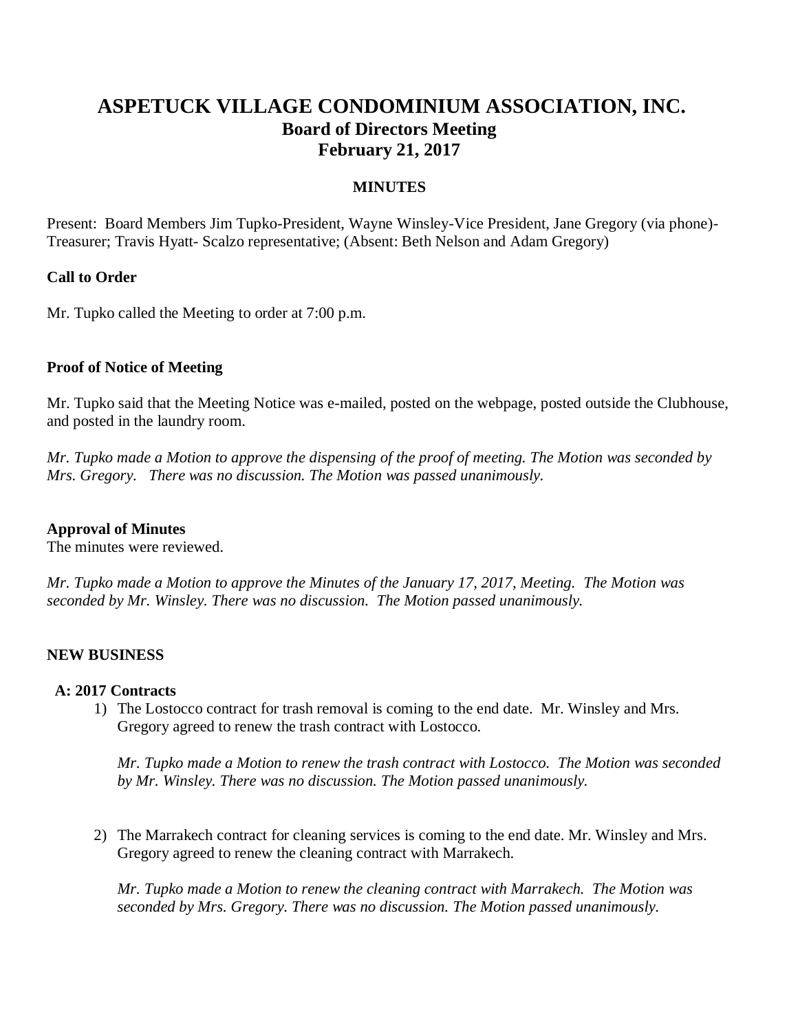# ASPETUCK VILLAGE CONDOMINIUM ASSOCIATION, INC.

## Board of Directors Meeting

## February 21, 2017

### MINUTES

Present: Board Members Jim Tupko-President, Wayne Winsley-Vice President, Jane Gregory (via phone)-Treasurer; Travis Hyatt- Scalzo representative; (Absent: Beth Nelson and Adam Gregory)

**Call to Order**

Mr. Tupko called the Meeting to order at 7:00 p.m.

**Proof of Notice of Meeting**

Mr. Tupko said that the Meeting Notice was e-mailed, posted on the webpage, posted outside the Clubhouse, and posted in the laundry room.

*Mr. Tupko made a Motion to approve the dispensing of the proof of meeting. The Motion was seconded by Mrs. Gregory. There was no discussion. The Motion was passed unanimously.*

**Approval of Minutes**

The minutes were reviewed.

*Mr. Tupko made a Motion to approve the Minutes of the January 17, 2017, Meeting. The Motion was seconded by Mr. Winsley. There was no discussion. The Motion passed unanimously.*

**NEW BUSINESS**

**A: 2017 Contracts**

1) The Lostocco contract for trash removal is coming to the end date. Mr. Winsley and Mrs. Gregory agreed to renew the trash contract with Lostocco.

   *Mr. Tupko made a Motion to renew the trash contract with Lostocco. The Motion was seconded by Mr. Winsley. There was no discussion. The Motion passed unanimously.*

2) The Marrakech contract for cleaning services is coming to the end date. Mr. Winsley and Mrs. Gregory agreed to renew the cleaning contract with Marrakech.

   *Mr. Tupko made a Motion to renew the cleaning contract with Marrakech. The Motion was seconded by Mrs. Gregory. There was no discussion. The Motion passed unanimously.*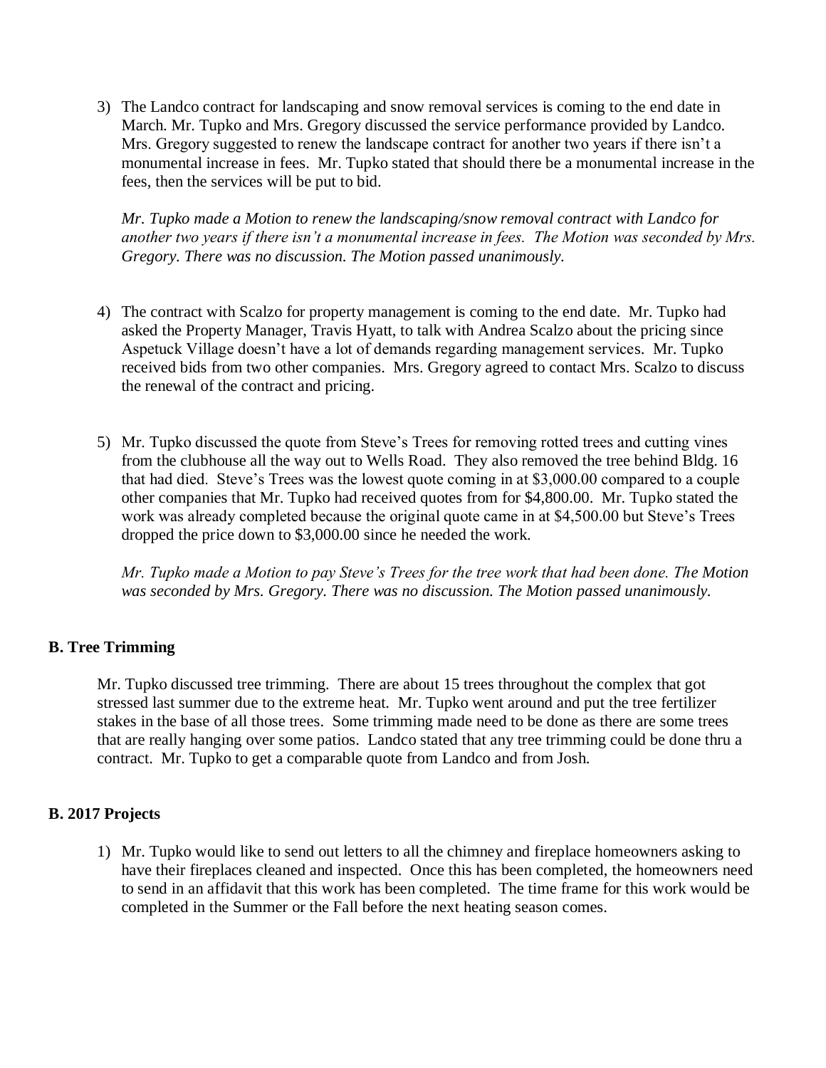3) The Landco contract for landscaping and snow removal services is coming to the end date in March. Mr. Tupko and Mrs. Gregory discussed the service performance provided by Landco. Mrs. Gregory suggested to renew the landscape contract for another two years if there isn't a monumental increase in fees. Mr. Tupko stated that should there be a monumental increase in the fees, then the services will be put to bid.

   *Mr. Tupko made a Motion to renew the landscaping/snow removal contract with Landco for another two years if there isn't a monumental increase in fees. The Motion was seconded by Mrs. Gregory. There was no discussion. The Motion passed unanimously.*

4) The contract with Scalzo for property management is coming to the end date. Mr. Tupko had asked the Property Manager, Travis Hyatt, to talk with Andrea Scalzo about the pricing since Aspetuck Village doesn't have a lot of demands regarding management services. Mr. Tupko received bids from two other companies. Mrs. Gregory agreed to contact Mrs. Scalzo to discuss the renewal of the contract and pricing.

5) Mr. Tupko discussed the quote from Steve's Trees for removing rotted trees and cutting vines from the clubhouse all the way out to Wells Road. They also removed the tree behind Bldg. 16 that had died. Steve's Trees was the lowest quote coming in at $3,000.00 compared to a couple other companies that Mr. Tupko had received quotes from for $4,800.00. Mr. Tupko stated the work was already completed because the original quote came in at $4,500.00 but Steve's Trees dropped the price down to $3,000.00 since he needed the work.

   *Mr. Tupko made a Motion to pay Steve's Trees for the tree work that had been done. The Motion was seconded by Mrs. Gregory. There was no discussion. The Motion passed unanimously.*

### B. Tree Trimming

Mr. Tupko discussed tree trimming. There are about 15 trees throughout the complex that got stressed last summer due to the extreme heat. Mr. Tupko went around and put the tree fertilizer stakes in the base of all those trees. Some trimming made need to be done as there are some trees that are really hanging over some patios. Landco stated that any tree trimming could be done thru a contract. Mr. Tupko to get a comparable quote from Landco and from Josh.

### B. 2017 Projects

1) Mr. Tupko would like to send out letters to all the chimney and fireplace homeowners asking to have their fireplaces cleaned and inspected. Once this has been completed, the homeowners need to send in an affidavit that this work has been completed. The time frame for this work would be completed in the Summer or the Fall before the next heating season comes.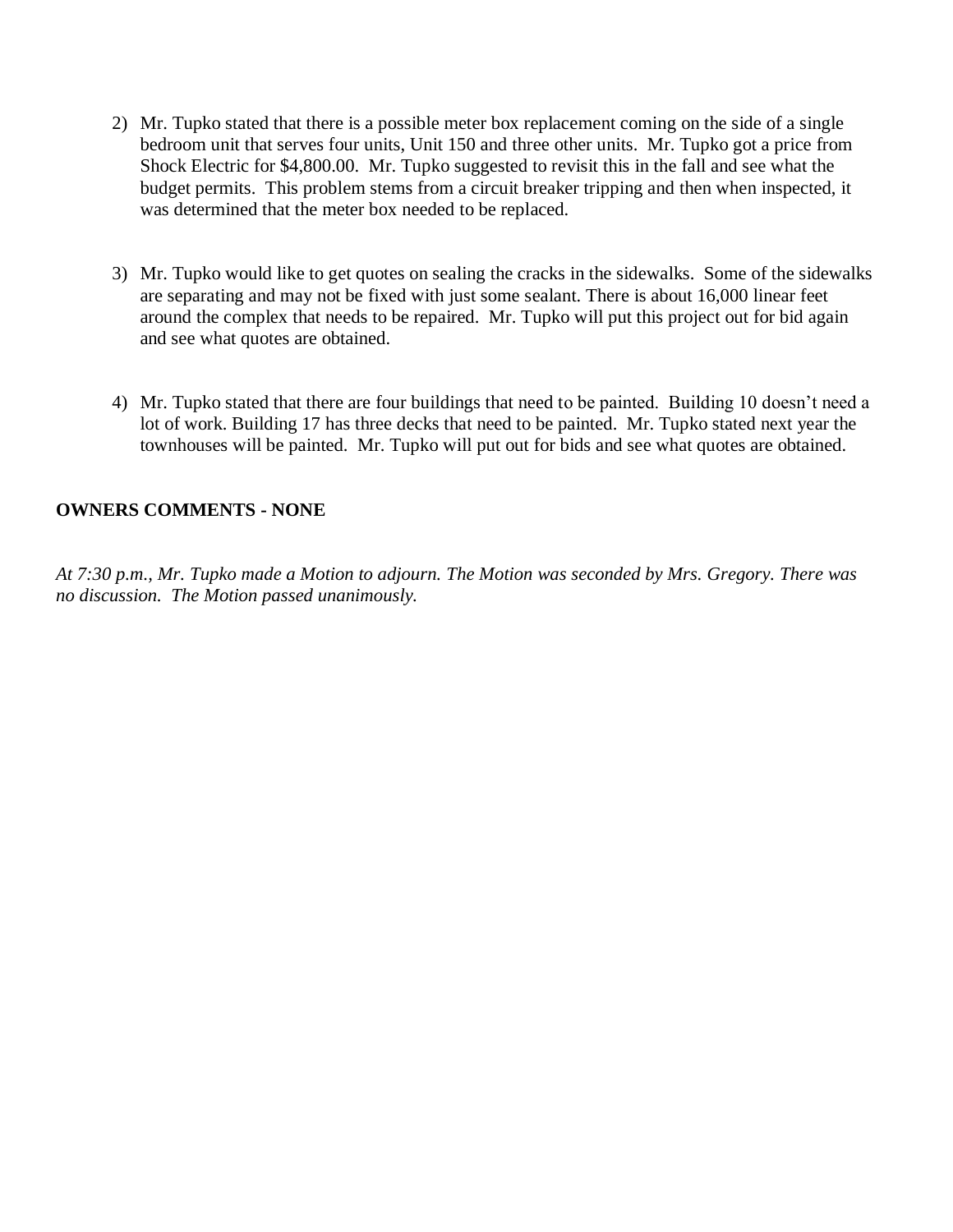2) Mr. Tupko stated that there is a possible meter box replacement coming on the side of a single bedroom unit that serves four units, Unit 150 and three other units. Mr. Tupko got a price from Shock Electric for $4,800.00. Mr. Tupko suggested to revisit this in the fall and see what the budget permits. This problem stems from a circuit breaker tripping and then when inspected, it was determined that the meter box needed to be replaced.

3) Mr. Tupko would like to get quotes on sealing the cracks in the sidewalks. Some of the sidewalks are separating and may not be fixed with just some sealant. There is about 16,000 linear feet around the complex that needs to be repaired. Mr. Tupko will put this project out for bid again and see what quotes are obtained.

4) Mr. Tupko stated that there are four buildings that need to be painted. Building 10 doesn't need a lot of work. Building 17 has three decks that need to be painted. Mr. Tupko stated next year the townhouses will be painted. Mr. Tupko will put out for bids and see what quotes are obtained.

**OWNERS COMMENTS - NONE**

*At 7:30 p.m., Mr. Tupko made a Motion to adjourn. The Motion was seconded by Mrs. Gregory. There was no discussion. The Motion passed unanimously.*